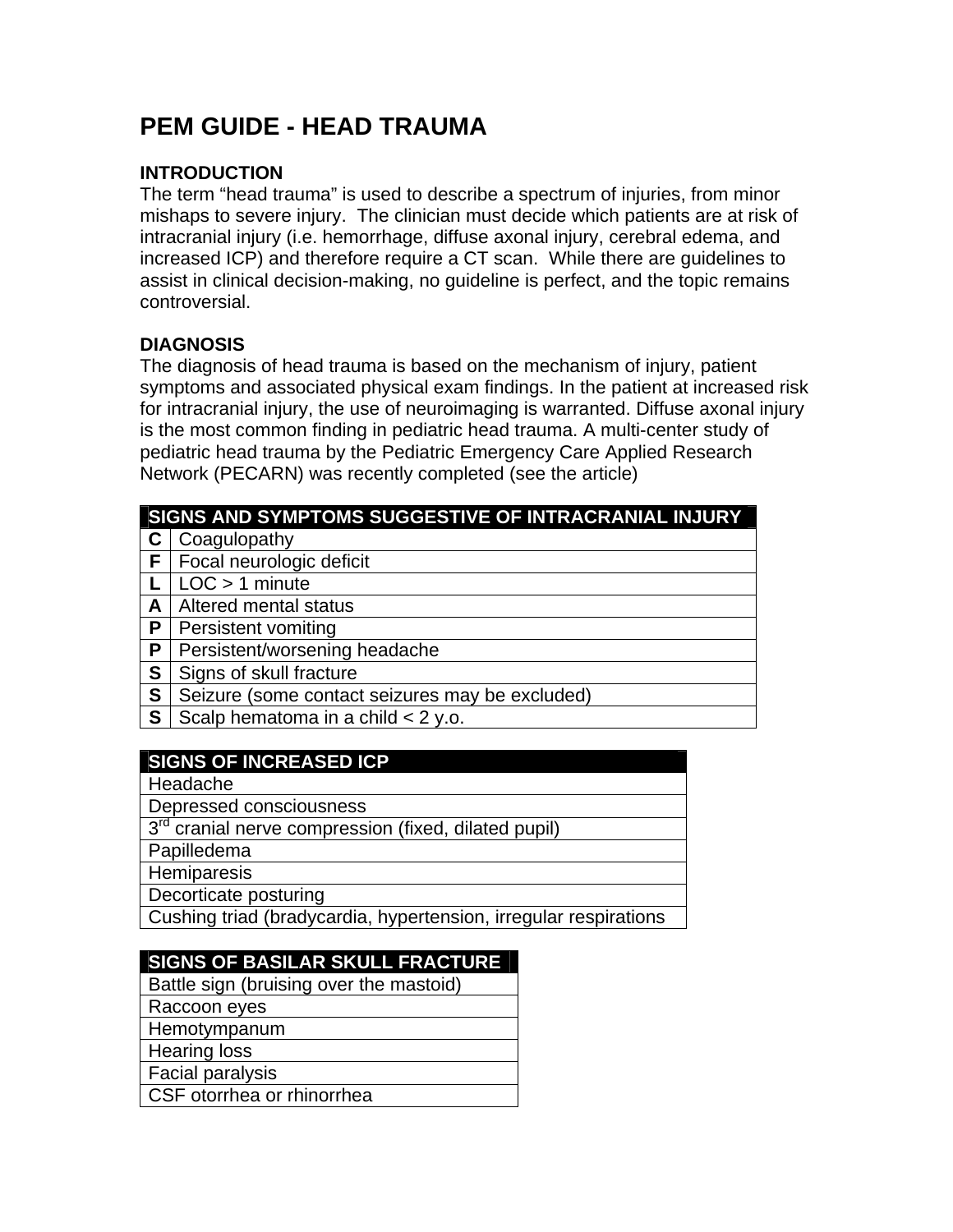# PEM GUIDE - HEAD TRAUMA

## INTRODUCTION

The term "head trauma" is used to describe a spectrum of injuries, from minor mishaps to severe injury. The clinician must decide which patients are at risk of intracranial injury (i.e. hemorrhage, diffuse axonal injury, cerebral edema, and increased ICP) and therefore require a CT scan. While there are guidelines to assist in clinical decision-making, no guideline is perfect, and the topic remains controversial.

## DIAGNOSIS

The diagnosis of head trauma is based on the mechanism of injury, patient symptoms and associated physical exam findings. In the patient at increased risk for intracranial injury, the use of neuroimaging is warranted. Diffuse axonal injury is the most common finding in pediatric head trauma. A multi-center study of pediatric head trauma by the Pediatric Emergency Care Applied Research Network (PECARN) was recently completed (see the article)

| SIGNS AND SYMPTOMS SUGGESTIVE OF INTRACRANIAL INJURY | |
|---|---|
| **C** | Coagulopathy |
| **F** | Focal neurologic deficit |
| **L** | LOC > 1 minute |
| **A** | Altered mental status |
| **P** | Persistent vomiting |
| **P** | Persistent/worsening headache |
| **S** | Signs of skull fracture |
| **S** | Seizure (some contact seizures may be excluded) |
| **S** | Scalp hematoma in a child < 2 y.o. |

| SIGNS OF INCREASED ICP |
|---|
| Headache |
| Depressed consciousness |
| 3rd cranial nerve compression (fixed, dilated pupil) |
| Papilledema |
| Hemiparesis |
| Decorticate posturing |
| Cushing triad (bradycardia, hypertension, irregular respirations |

| SIGNS OF BASILAR SKULL FRACTURE |
|---|
| Battle sign (bruising over the mastoid) |
| Raccoon eyes |
| Hemotympanum |
| Hearing loss |
| Facial paralysis |
| CSF otorrhea or rhinorrhea |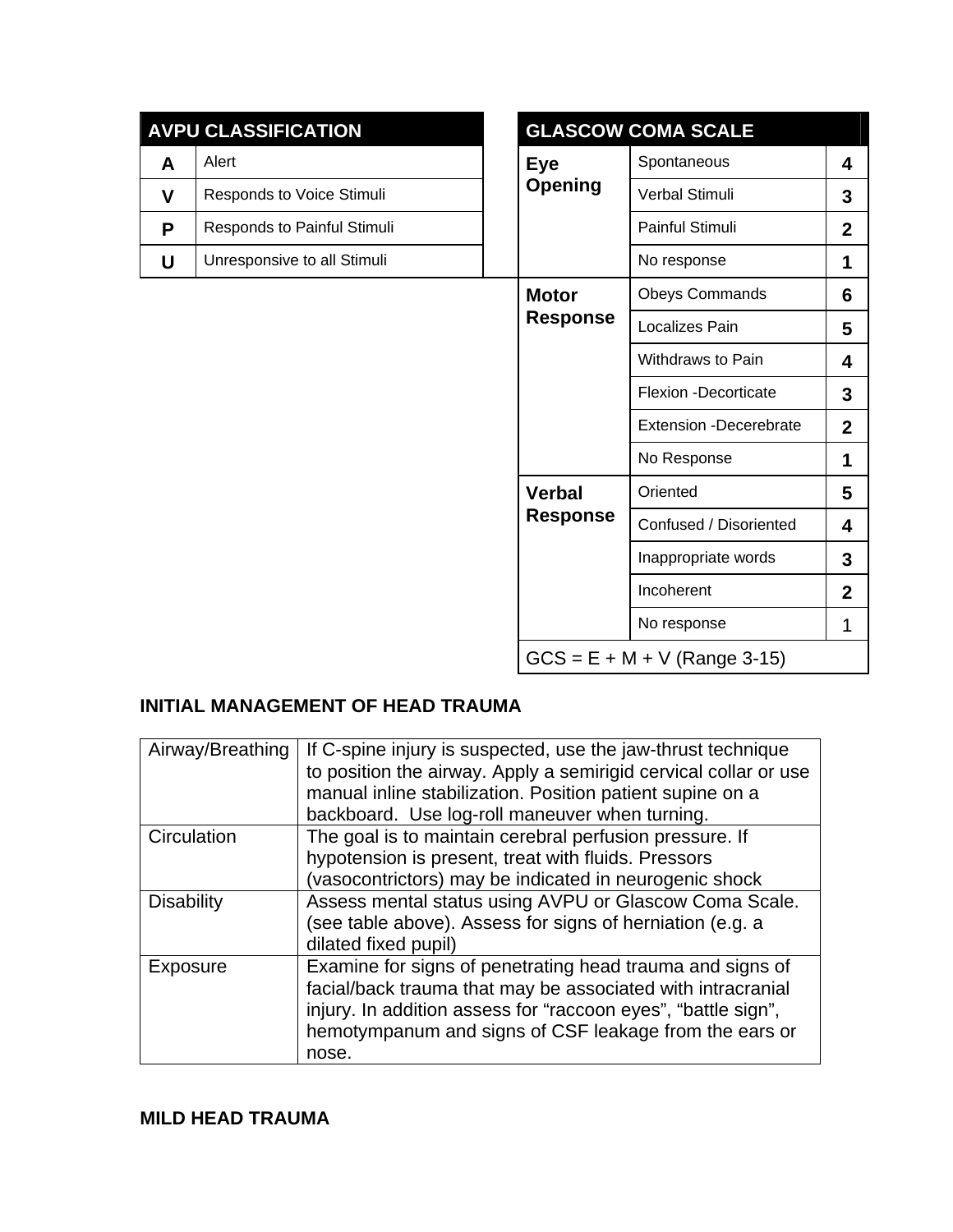| AVPU CLASSIFICATION | |
|---|---|
| **A** | Alert |
| **V** | Responds to Voice Stimuli |
| **P** | Responds to Painful Stimuli |
| **U** | Unresponsive to all Stimuli |

| GLASCOW COMA SCALE | | |
|---|---|---|
| **Eye Opening** | Spontaneous | **4** |
| | Verbal Stimuli | **3** |
| | Painful Stimuli | **2** |
| | No response | **1** |
| **Motor Response** | Obeys Commands | **6** |
| | Localizes Pain | **5** |
| | Withdraws to Pain | **4** |
| | Flexion -Decorticate | **3** |
| | Extension -Decerebrate | **2** |
| | No Response | **1** |
| **Verbal Response** | Oriented | **5** |
| | Confused / Disoriented | **4** |
| | Inappropriate words | **3** |
| | Incoherent | **2** |
| | No response | 1 |
| GCS = E + M + V (Range 3-15) | | |

**INITIAL MANAGEMENT OF HEAD TRAUMA**

| | |
|---|---|
| Airway/Breathing | If C-spine injury is suspected, use the jaw-thrust technique to position the airway. Apply a semirigid cervical collar or use manual inline stabilization. Position patient supine on a backboard. Use log-roll maneuver when turning. |
| Circulation | The goal is to maintain cerebral perfusion pressure. If hypotension is present, treat with fluids. Pressors (vasocontrictors) may be indicated in neurogenic shock |
| Disability | Assess mental status using AVPU or Glascow Coma Scale. (see table above). Assess for signs of herniation (e.g. a dilated fixed pupil) |
| Exposure | Examine for signs of penetrating head trauma and signs of facial/back trauma that may be associated with intracranial injury. In addition assess for “raccoon eyes”, “battle sign”, hemotympanum and signs of CSF leakage from the ears or nose. |

**MILD HEAD TRAUMA**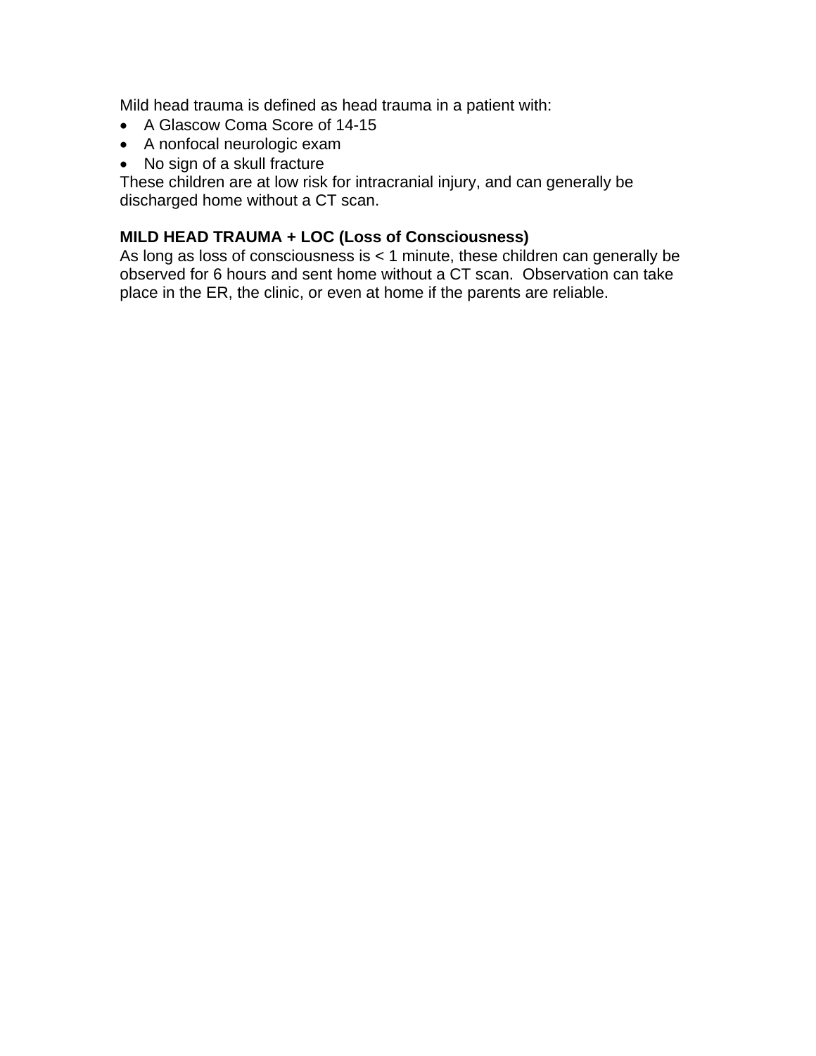Mild head trauma is defined as head trauma in a patient with:

- A Glasgow Coma Score of 14-15
- A nonfocal neurologic exam
- No sign of a skull fracture

These children are at low risk for intracranial injury, and can generally be discharged home without a CT scan.

**MILD HEAD TRAUMA + LOC (Loss of Consciousness)**

As long as loss of consciousness is < 1 minute, these children can generally be observed for 6 hours and sent home without a CT scan. Observation can take place in the ER, the clinic, or even at home if the parents are reliable.